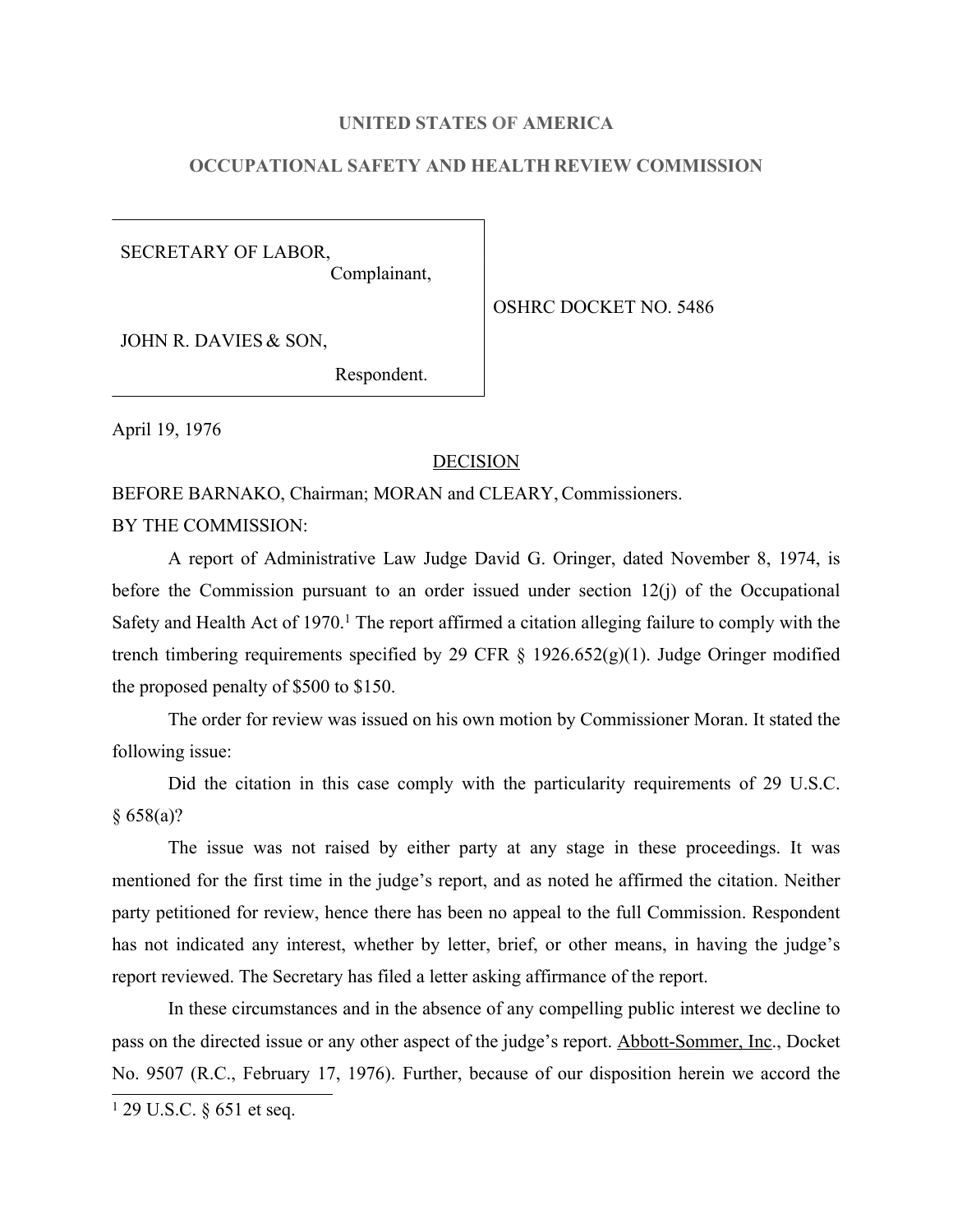# UNITED STATES OF AMERICA

## OCCUPATIONAL SAFETY AND HEALTH REVIEW COMMISSION

| | |
|---|---|
| SECRETARY OF LABOR, Complainant, v. JOHN R. DAVIES & SON, Respondent. | OSHRC DOCKET NO. 5486 |

April 19, 1976

DECISION

BEFORE BARNAKO, Chairman; MORAN and CLEARY, Commissioners.

BY THE COMMISSION:

A report of Administrative Law Judge David G. Oringer, dated November 8, 1974, is before the Commission pursuant to an order issued under section 12(j) of the Occupational Safety and Health Act of 1970.[1] The report affirmed a citation alleging failure to comply with the trench timbering requirements specified by 29 CFR § 1926.652(g)(1). Judge Oringer modified the proposed penalty of $500 to $150.

The order for review was issued on his own motion by Commissioner Moran. It stated the following issue:

> Did the citation in this case comply with the particularity requirements of 29 U.S.C. § 658(a)?

The issue was not raised by either party at any stage in these proceedings. It was mentioned for the first time in the judge's report, and as noted he affirmed the citation. Neither party petitioned for review, hence there has been no appeal to the full Commission. Respondent has not indicated any interest, whether by letter, brief, or other means, in having the judge's report reviewed. The Secretary has filed a letter asking affirmance of the report.

In these circumstances and in the absence of any compelling public interest we decline to pass on the directed issue or any other aspect of the judge's report. Abbott-Sommer, Inc., Docket No. 9507 (R.C., February 17, 1976). Further, because of our disposition herein we accord the

---

[1] 29 U.S.C. § 651 et seq.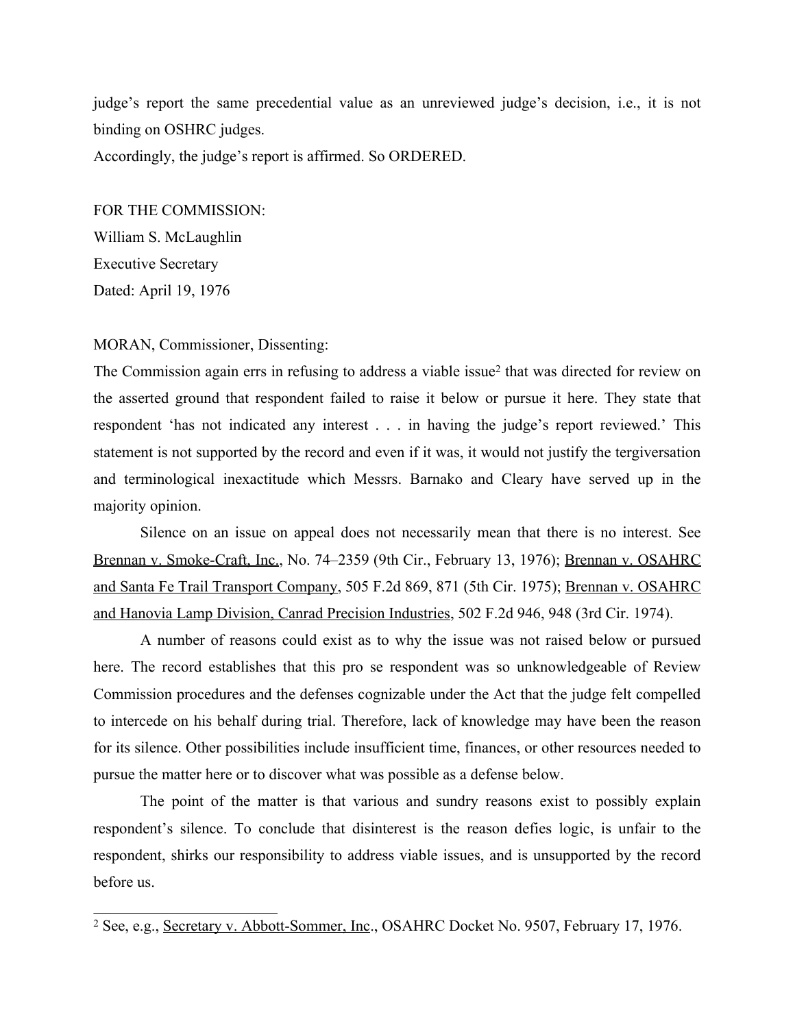judge's report the same precedential value as an unreviewed judge's decision, i.e., it is not binding on OSHRC judges.

Accordingly, the judge's report is affirmed. So ORDERED.

FOR THE COMMISSION:

William S. McLaughlin

Executive Secretary

Dated: April 19, 1976

MORAN, Commissioner, Dissenting:

The Commission again errs in refusing to address a viable issue[2] that was directed for review on the asserted ground that respondent failed to raise it below or pursue it here. They state that respondent 'has not indicated any interest . . . in having the judge's report reviewed.' This statement is not supported by the record and even if it was, it would not justify the tergiversation and terminological inexactitude which Messrs. Barnako and Cleary have served up in the majority opinion.

Silence on an issue on appeal does not necessarily mean that there is no interest. See Brennan v. Smoke-Craft, Inc., No. 74–2359 (9th Cir., February 13, 1976); Brennan v. OSAHRC and Santa Fe Trail Transport Company, 505 F.2d 869, 871 (5th Cir. 1975); Brennan v. OSAHRC and Hanovia Lamp Division, Canrad Precision Industries, 502 F.2d 946, 948 (3rd Cir. 1974).

A number of reasons could exist as to why the issue was not raised below or pursued here. The record establishes that this pro se respondent was so unknowledgeable of Review Commission procedures and the defenses cognizable under the Act that the judge felt compelled to intercede on his behalf during trial. Therefore, lack of knowledge may have been the reason for its silence. Other possibilities include insufficient time, finances, or other resources needed to pursue the matter here or to discover what was possible as a defense below.

The point of the matter is that various and sundry reasons exist to possibly explain respondent's silence. To conclude that disinterest is the reason defies logic, is unfair to the respondent, shirks our responsibility to address viable issues, and is unsupported by the record before us.

---

[2] See, e.g., Secretary v. Abbott-Sommer, Inc., OSAHRC Docket No. 9507, February 17, 1976.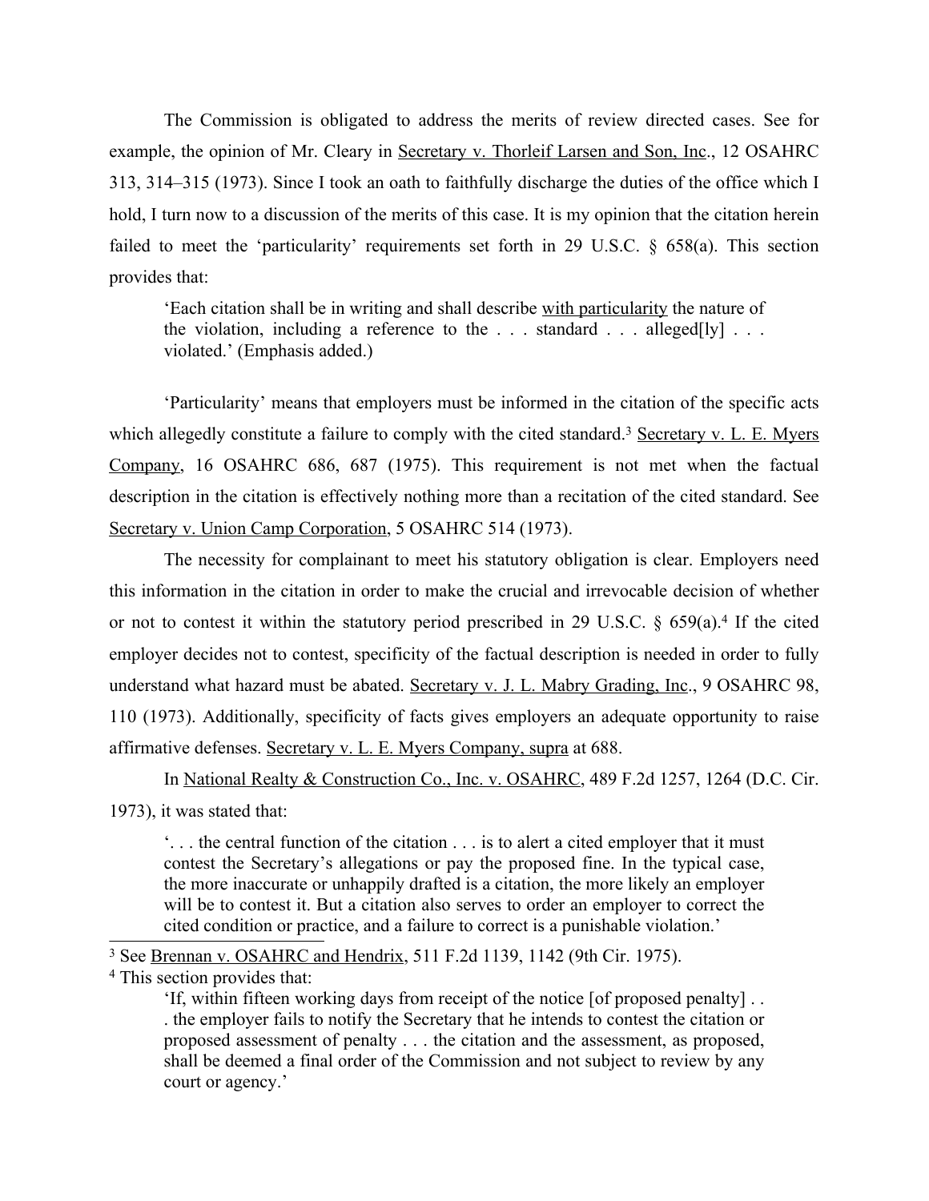The Commission is obligated to address the merits of review directed cases. See for example, the opinion of Mr. Cleary in Secretary v. Thorleif Larsen and Son, Inc., 12 OSAHRC 313, 314–315 (1973). Since I took an oath to faithfully discharge the duties of the office which I hold, I turn now to a discussion of the merits of this case. It is my opinion that the citation herein failed to meet the 'particularity' requirements set forth in 29 U.S.C. § 658(a). This section provides that:

> 'Each citation shall be in writing and shall describe with particularity the nature of the violation, including a reference to the . . . standard . . . alleged[ly] . . . violated.' (Emphasis added.)

'Particularity' means that employers must be informed in the citation of the specific acts which allegedly constitute a failure to comply with the cited standard.[3] Secretary v. L. E. Myers Company, 16 OSAHRC 686, 687 (1975). This requirement is not met when the factual description in the citation is effectively nothing more than a recitation of the cited standard. See Secretary v. Union Camp Corporation, 5 OSAHRC 514 (1973).

The necessity for complainant to meet his statutory obligation is clear. Employers need this information in the citation in order to make the crucial and irrevocable decision of whether or not to contest it within the statutory period prescribed in 29 U.S.C. § 659(a).[4] If the cited employer decides not to contest, specificity of the factual description is needed in order to fully understand what hazard must be abated. Secretary v. J. L. Mabry Grading, Inc., 9 OSAHRC 98, 110 (1973). Additionally, specificity of facts gives employers an adequate opportunity to raise affirmative defenses. Secretary v. L. E. Myers Company, supra at 688.

In National Realty & Construction Co., Inc. v. OSAHRC, 489 F.2d 1257, 1264 (D.C. Cir. 1973), it was stated that:

> '. . . the central function of the citation . . . is to alert a cited employer that it must contest the Secretary's allegations or pay the proposed fine. In the typical case, the more inaccurate or unhappily drafted is a citation, the more likely an employer will be to contest it. But a citation also serves to order an employer to correct the cited condition or practice, and a failure to correct is a punishable violation.'

---

[3] See Brennan v. OSAHRC and Hendrix, 511 F.2d 1139, 1142 (9th Cir. 1975).

[4] This section provides that:

> 'If, within fifteen working days from receipt of the notice [of proposed penalty] . . . the employer fails to notify the Secretary that he intends to contest the citation or proposed assessment of penalty . . . the citation and the assessment, as proposed, shall be deemed a final order of the Commission and not subject to review by any court or agency.'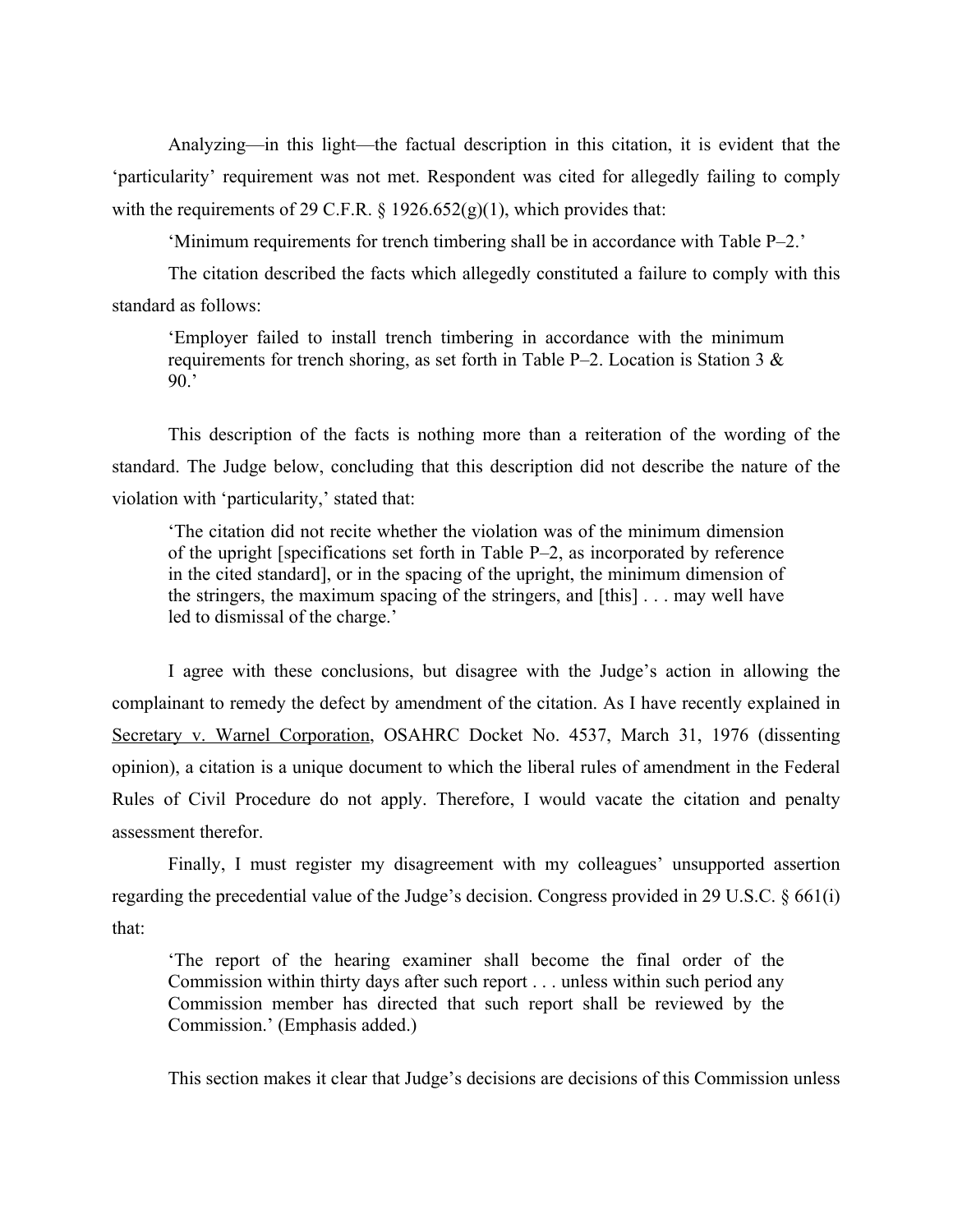Analyzing—in this light—the factual description in this citation, it is evident that the 'particularity' requirement was not met. Respondent was cited for allegedly failing to comply with the requirements of 29 C.F.R. § 1926.652(g)(1), which provides that:

> 'Minimum requirements for trench timbering shall be in accordance with Table P–2.'

The citation described the facts which allegedly constituted a failure to comply with this standard as follows:

> 'Employer failed to install trench timbering in accordance with the minimum requirements for trench shoring, as set forth in Table P–2. Location is Station 3 & 90.'

This description of the facts is nothing more than a reiteration of the wording of the standard. The Judge below, concluding that this description did not describe the nature of the violation with 'particularity,' stated that:

> 'The citation did not recite whether the violation was of the minimum dimension of the upright [specifications set forth in Table P–2, as incorporated by reference in the cited standard], or in the spacing of the upright, the minimum dimension of the stringers, the maximum spacing of the stringers, and [this] . . . may well have led to dismissal of the charge.'

I agree with these conclusions, but disagree with the Judge's action in allowing the complainant to remedy the defect by amendment of the citation. As I have recently explained in <u>Secretary v. Warnel Corporation</u>, OSAHRC Docket No. 4537, March 31, 1976 (dissenting opinion), a citation is a unique document to which the liberal rules of amendment in the Federal Rules of Civil Procedure do not apply. Therefore, I would vacate the citation and penalty assessment therefor.

Finally, I must register my disagreement with my colleagues' unsupported assertion regarding the precedential value of the Judge's decision. Congress provided in 29 U.S.C. § 661(i) that:

> 'The report of the hearing examiner shall become the final order of the Commission within thirty days after such report . . . unless within such period any Commission member has directed that such report shall be reviewed by the Commission.' (Emphasis added.)

This section makes it clear that Judge's decisions are decisions of this Commission unless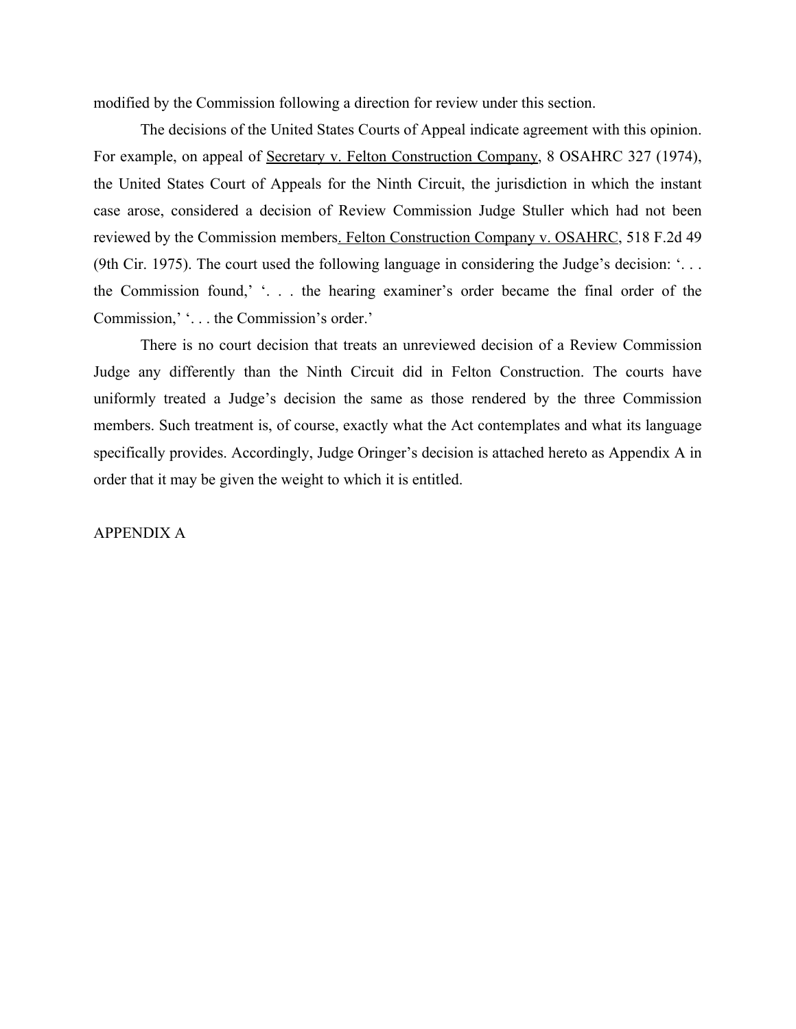modified by the Commission following a direction for review under this section.

The decisions of the United States Courts of Appeal indicate agreement with this opinion. For example, on appeal of Secretary v. Felton Construction Company, 8 OSAHRC 327 (1974), the United States Court of Appeals for the Ninth Circuit, the jurisdiction in which the instant case arose, considered a decision of Review Commission Judge Stuller which had not been reviewed by the Commission members. Felton Construction Company v. OSAHRC, 518 F.2d 49 (9th Cir. 1975). The court used the following language in considering the Judge's decision: '. . . the Commission found,' '. . . the hearing examiner's order became the final order of the Commission,' '. . . the Commission's order.'

There is no court decision that treats an unreviewed decision of a Review Commission Judge any differently than the Ninth Circuit did in Felton Construction. The courts have uniformly treated a Judge's decision the same as those rendered by the three Commission members. Such treatment is, of course, exactly what the Act contemplates and what its language specifically provides. Accordingly, Judge Oringer's decision is attached hereto as Appendix A in order that it may be given the weight to which it is entitled.

APPENDIX A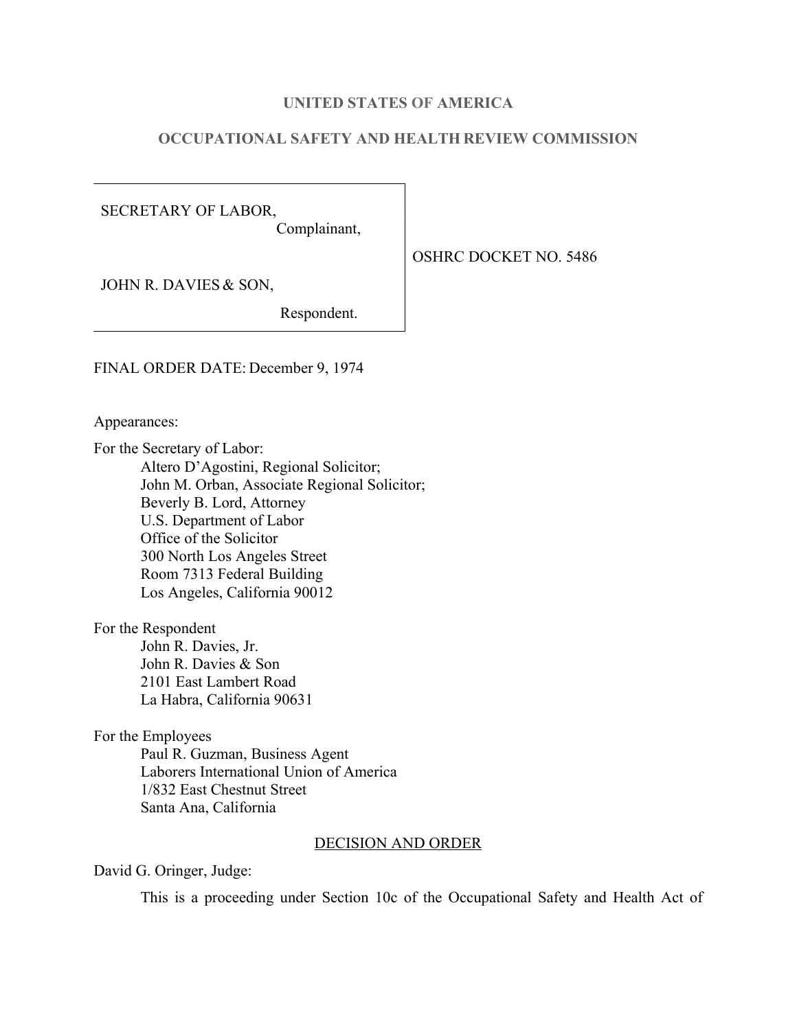**UNITED STATES OF AMERICA**

**OCCUPATIONAL SAFETY AND HEALTH REVIEW COMMISSION**

| | |
|---|---|
| SECRETARY OF LABOR,<br>Complainant,<br><br>JOHN R. DAVIES & SON,<br>Respondent. | OSHRC DOCKET NO. 5486 |

FINAL ORDER DATE: December 9, 1974

Appearances:

For the Secretary of Labor:
Altero D'Agostini, Regional Solicitor;
John M. Orban, Associate Regional Solicitor;
Beverly B. Lord, Attorney
U.S. Department of Labor
Office of the Solicitor
300 North Los Angeles Street
Room 7313 Federal Building
Los Angeles, California 90012

For the Respondent
John R. Davies, Jr.
John R. Davies & Son
2101 East Lambert Road
La Habra, California 90631

For the Employees
Paul R. Guzman, Business Agent
Laborers International Union of America
1/832 East Chestnut Street
Santa Ana, California

DECISION AND ORDER

David G. Oringer, Judge:

This is a proceeding under Section 10c of the Occupational Safety and Health Act of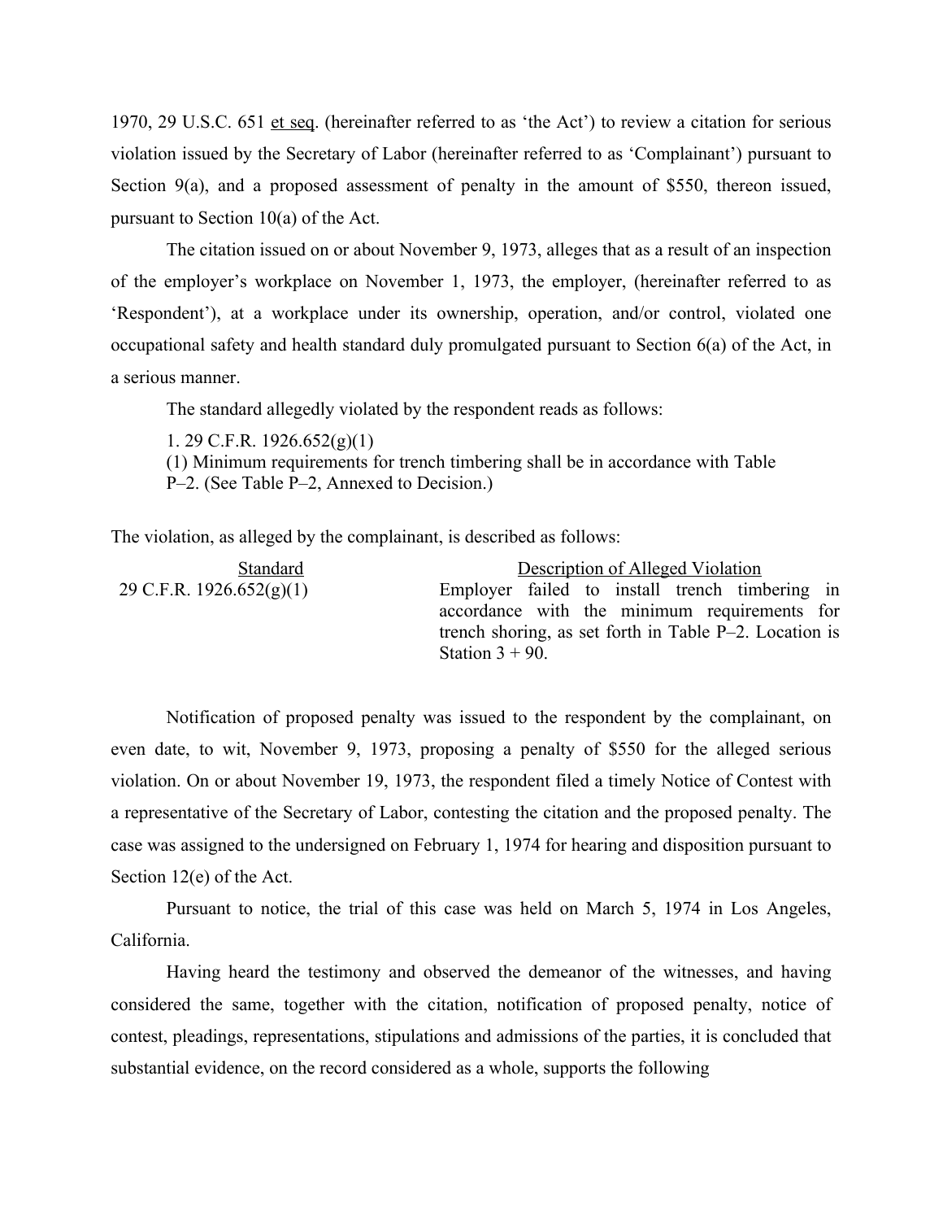1970, 29 U.S.C. 651 et seq. (hereinafter referred to as 'the Act') to review a citation for serious violation issued by the Secretary of Labor (hereinafter referred to as 'Complainant') pursuant to Section 9(a), and a proposed assessment of penalty in the amount of $550, thereon issued, pursuant to Section 10(a) of the Act.

The citation issued on or about November 9, 1973, alleges that as a result of an inspection of the employer's workplace on November 1, 1973, the employer, (hereinafter referred to as 'Respondent'), at a workplace under its ownership, operation, and/or control, violated one occupational safety and health standard duly promulgated pursuant to Section 6(a) of the Act, in a serious manner.

The standard allegedly violated by the respondent reads as follows:

1. 29 C.F.R. 1926.652(g)(1)
(1) Minimum requirements for trench timbering shall be in accordance with Table P–2. (See Table P–2, Annexed to Decision.)

The violation, as alleged by the complainant, is described as follows:

| Standard | Description of Alleged Violation |
|---|---|
| 29 C.F.R. 1926.652(g)(1) | Employer failed to install trench timbering in accordance with the minimum requirements for trench shoring, as set forth in Table P–2. Location is Station 3 + 90. |

Notification of proposed penalty was issued to the respondent by the complainant, on even date, to wit, November 9, 1973, proposing a penalty of $550 for the alleged serious violation. On or about November 19, 1973, the respondent filed a timely Notice of Contest with a representative of the Secretary of Labor, contesting the citation and the proposed penalty. The case was assigned to the undersigned on February 1, 1974 for hearing and disposition pursuant to Section 12(e) of the Act.

Pursuant to notice, the trial of this case was held on March 5, 1974 in Los Angeles, California.

Having heard the testimony and observed the demeanor of the witnesses, and having considered the same, together with the citation, notification of proposed penalty, notice of contest, pleadings, representations, stipulations and admissions of the parties, it is concluded that substantial evidence, on the record considered as a whole, supports the following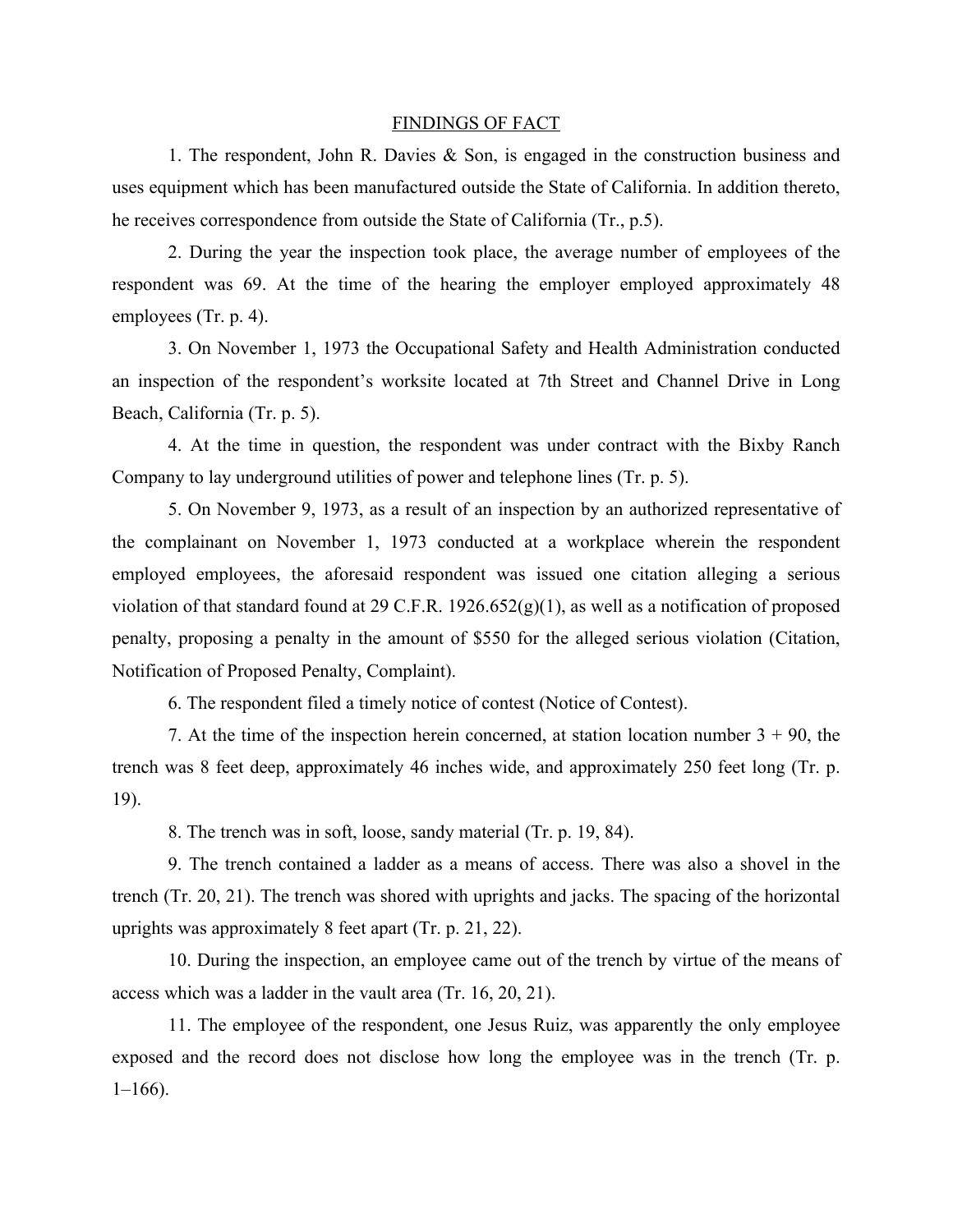## FINDINGS OF FACT

1. The respondent, John R. Davies & Son, is engaged in the construction business and uses equipment which has been manufactured outside the State of California. In addition thereto, he receives correspondence from outside the State of California (Tr., p.5).

2. During the year the inspection took place, the average number of employees of the respondent was 69. At the time of the hearing the employer employed approximately 48 employees (Tr. p. 4).

3. On November 1, 1973 the Occupational Safety and Health Administration conducted an inspection of the respondent's worksite located at 7th Street and Channel Drive in Long Beach, California (Tr. p. 5).

4. At the time in question, the respondent was under contract with the Bixby Ranch Company to lay underground utilities of power and telephone lines (Tr. p. 5).

5. On November 9, 1973, as a result of an inspection by an authorized representative of the complainant on November 1, 1973 conducted at a workplace wherein the respondent employed employees, the aforesaid respondent was issued one citation alleging a serious violation of that standard found at 29 C.F.R. 1926.652(g)(1), as well as a notification of proposed penalty, proposing a penalty in the amount of $550 for the alleged serious violation (Citation, Notification of Proposed Penalty, Complaint).

6. The respondent filed a timely notice of contest (Notice of Contest).

7. At the time of the inspection herein concerned, at station location number 3 + 90, the trench was 8 feet deep, approximately 46 inches wide, and approximately 250 feet long (Tr. p. 19).

8. The trench was in soft, loose, sandy material (Tr. p. 19, 84).

9. The trench contained a ladder as a means of access. There was also a shovel in the trench (Tr. 20, 21). The trench was shored with uprights and jacks. The spacing of the horizontal uprights was approximately 8 feet apart (Tr. p. 21, 22).

10. During the inspection, an employee came out of the trench by virtue of the means of access which was a ladder in the vault area (Tr. 16, 20, 21).

11. The employee of the respondent, one Jesus Ruiz, was apparently the only employee exposed and the record does not disclose how long the employee was in the trench (Tr. p. 1–166).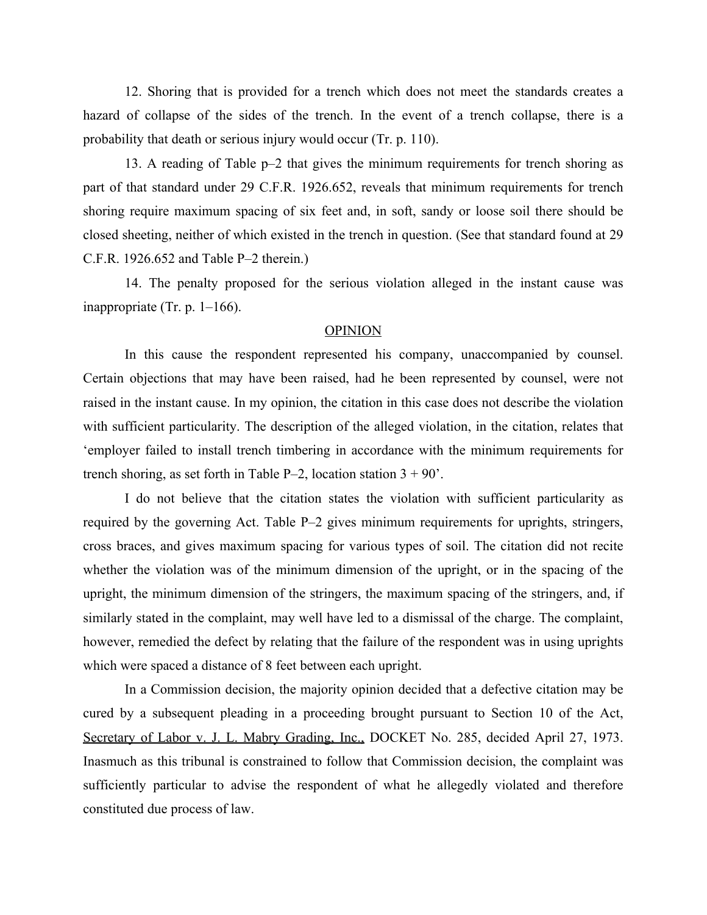12. Shoring that is provided for a trench which does not meet the standards creates a hazard of collapse of the sides of the trench. In the event of a trench collapse, there is a probability that death or serious injury would occur (Tr. p. 110).

13. A reading of Table p–2 that gives the minimum requirements for trench shoring as part of that standard under 29 C.F.R. 1926.652, reveals that minimum requirements for trench shoring require maximum spacing of six feet and, in soft, sandy or loose soil there should be closed sheeting, neither of which existed in the trench in question. (See that standard found at 29 C.F.R. 1926.652 and Table P–2 therein.)

14. The penalty proposed for the serious violation alleged in the instant cause was inappropriate (Tr. p. 1–166).

## OPINION

In this cause the respondent represented his company, unaccompanied by counsel. Certain objections that may have been raised, had he been represented by counsel, were not raised in the instant cause. In my opinion, the citation in this case does not describe the violation with sufficient particularity. The description of the alleged violation, in the citation, relates that 'employer failed to install trench timbering in accordance with the minimum requirements for trench shoring, as set forth in Table P–2, location station 3 + 90'.

I do not believe that the citation states the violation with sufficient particularity as required by the governing Act. Table P–2 gives minimum requirements for uprights, stringers, cross braces, and gives maximum spacing for various types of soil. The citation did not recite whether the violation was of the minimum dimension of the upright, or in the spacing of the upright, the minimum dimension of the stringers, the maximum spacing of the stringers, and, if similarly stated in the complaint, may well have led to a dismissal of the charge. The complaint, however, remedied the defect by relating that the failure of the respondent was in using uprights which were spaced a distance of 8 feet between each upright.

In a Commission decision, the majority opinion decided that a defective citation may be cured by a subsequent pleading in a proceeding brought pursuant to Section 10 of the Act, Secretary of Labor v. J. L. Mabry Grading, Inc., DOCKET No. 285, decided April 27, 1973. Inasmuch as this tribunal is constrained to follow that Commission decision, the complaint was sufficiently particular to advise the respondent of what he allegedly violated and therefore constituted due process of law.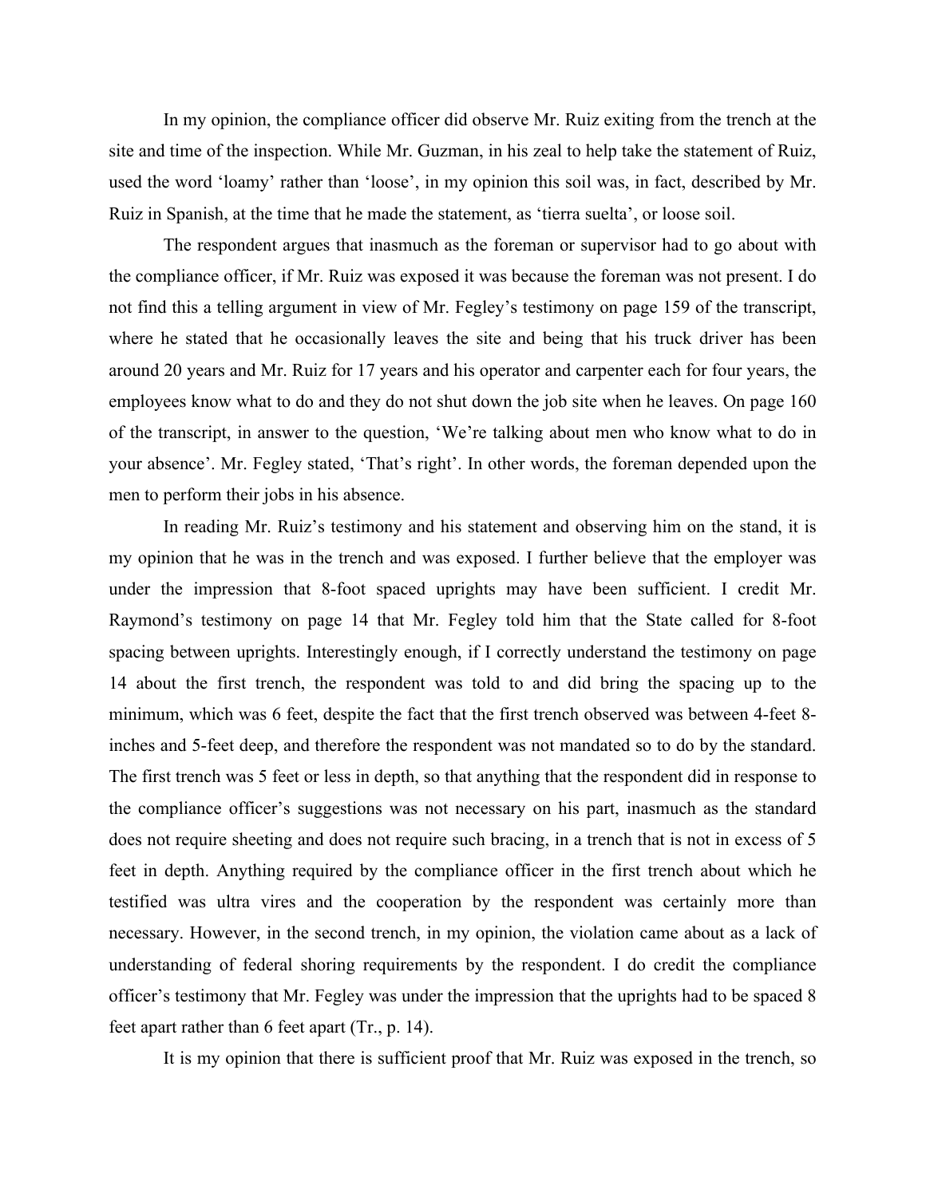In my opinion, the compliance officer did observe Mr. Ruiz exiting from the trench at the site and time of the inspection. While Mr. Guzman, in his zeal to help take the statement of Ruiz, used the word 'loamy' rather than 'loose', in my opinion this soil was, in fact, described by Mr. Ruiz in Spanish, at the time that he made the statement, as 'tierra suelta', or loose soil.

The respondent argues that inasmuch as the foreman or supervisor had to go about with the compliance officer, if Mr. Ruiz was exposed it was because the foreman was not present. I do not find this a telling argument in view of Mr. Fegley's testimony on page 159 of the transcript, where he stated that he occasionally leaves the site and being that his truck driver has been around 20 years and Mr. Ruiz for 17 years and his operator and carpenter each for four years, the employees know what to do and they do not shut down the job site when he leaves. On page 160 of the transcript, in answer to the question, 'We're talking about men who know what to do in your absence'. Mr. Fegley stated, 'That's right'. In other words, the foreman depended upon the men to perform their jobs in his absence.

In reading Mr. Ruiz's testimony and his statement and observing him on the stand, it is my opinion that he was in the trench and was exposed. I further believe that the employer was under the impression that 8-foot spaced uprights may have been sufficient. I credit Mr. Raymond's testimony on page 14 that Mr. Fegley told him that the State called for 8-foot spacing between uprights. Interestingly enough, if I correctly understand the testimony on page 14 about the first trench, the respondent was told to and did bring the spacing up to the minimum, which was 6 feet, despite the fact that the first trench observed was between 4-feet 8-inches and 5-feet deep, and therefore the respondent was not mandated so to do by the standard. The first trench was 5 feet or less in depth, so that anything that the respondent did in response to the compliance officer's suggestions was not necessary on his part, inasmuch as the standard does not require sheeting and does not require such bracing, in a trench that is not in excess of 5 feet in depth. Anything required by the compliance officer in the first trench about which he testified was ultra vires and the cooperation by the respondent was certainly more than necessary. However, in the second trench, in my opinion, the violation came about as a lack of understanding of federal shoring requirements by the respondent. I do credit the compliance officer's testimony that Mr. Fegley was under the impression that the uprights had to be spaced 8 feet apart rather than 6 feet apart (Tr., p. 14).

It is my opinion that there is sufficient proof that Mr. Ruiz was exposed in the trench, so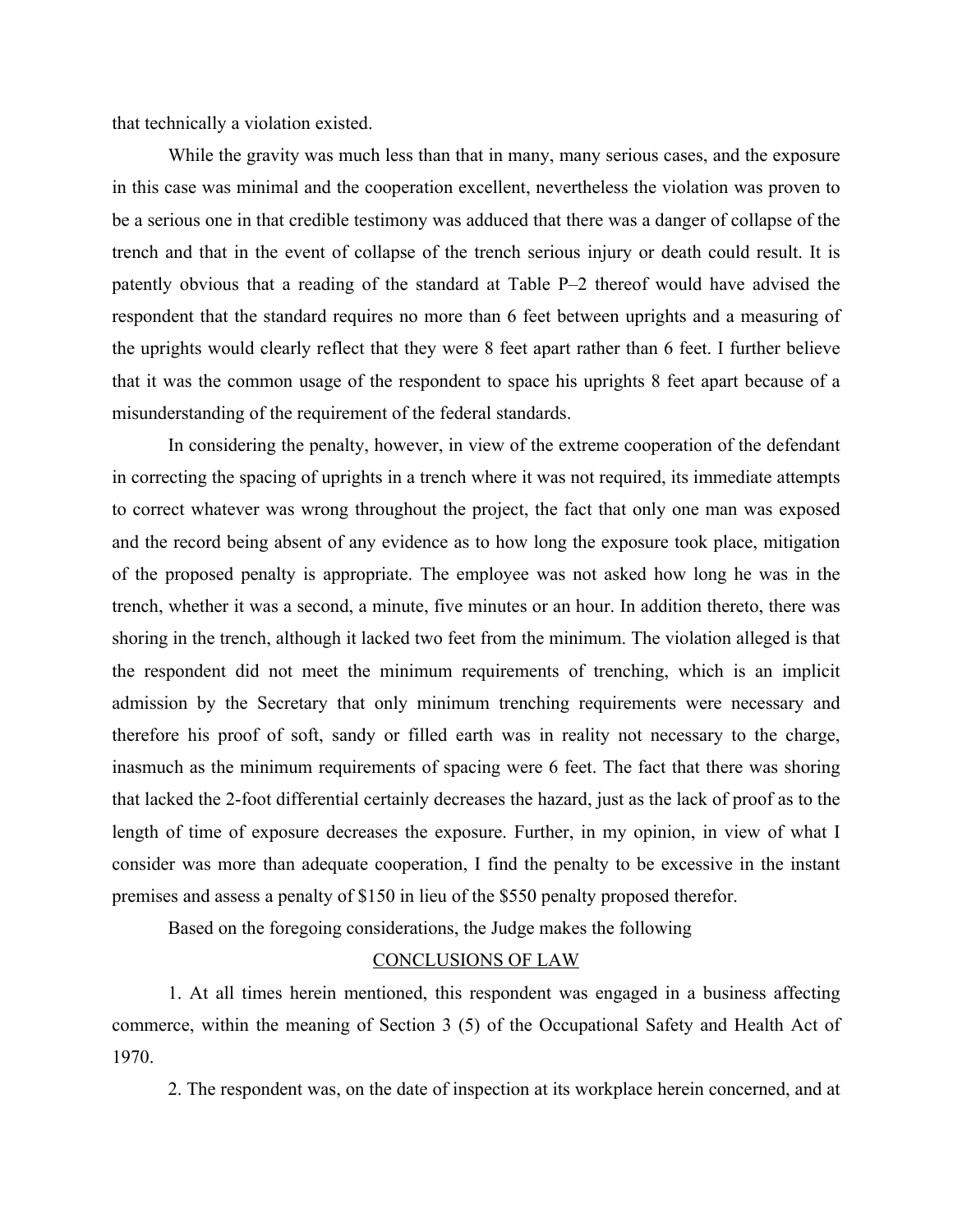that technically a violation existed.

While the gravity was much less than that in many, many serious cases, and the exposure in this case was minimal and the cooperation excellent, nevertheless the violation was proven to be a serious one in that credible testimony was adduced that there was a danger of collapse of the trench and that in the event of collapse of the trench serious injury or death could result. It is patently obvious that a reading of the standard at Table P–2 thereof would have advised the respondent that the standard requires no more than 6 feet between uprights and a measuring of the uprights would clearly reflect that they were 8 feet apart rather than 6 feet. I further believe that it was the common usage of the respondent to space his uprights 8 feet apart because of a misunderstanding of the requirement of the federal standards.

In considering the penalty, however, in view of the extreme cooperation of the defendant in correcting the spacing of uprights in a trench where it was not required, its immediate attempts to correct whatever was wrong throughout the project, the fact that only one man was exposed and the record being absent of any evidence as to how long the exposure took place, mitigation of the proposed penalty is appropriate. The employee was not asked how long he was in the trench, whether it was a second, a minute, five minutes or an hour. In addition thereto, there was shoring in the trench, although it lacked two feet from the minimum. The violation alleged is that the respondent did not meet the minimum requirements of trenching, which is an implicit admission by the Secretary that only minimum trenching requirements were necessary and therefore his proof of soft, sandy or filled earth was in reality not necessary to the charge, inasmuch as the minimum requirements of spacing were 6 feet. The fact that there was shoring that lacked the 2-foot differential certainly decreases the hazard, just as the lack of proof as to the length of time of exposure decreases the exposure. Further, in my opinion, in view of what I consider was more than adequate cooperation, I find the penalty to be excessive in the instant premises and assess a penalty of $150 in lieu of the $550 penalty proposed therefor.

Based on the foregoing considerations, the Judge makes the following

## CONCLUSIONS OF LAW

1. At all times herein mentioned, this respondent was engaged in a business affecting commerce, within the meaning of Section 3 (5) of the Occupational Safety and Health Act of 1970.

2. The respondent was, on the date of inspection at its workplace herein concerned, and at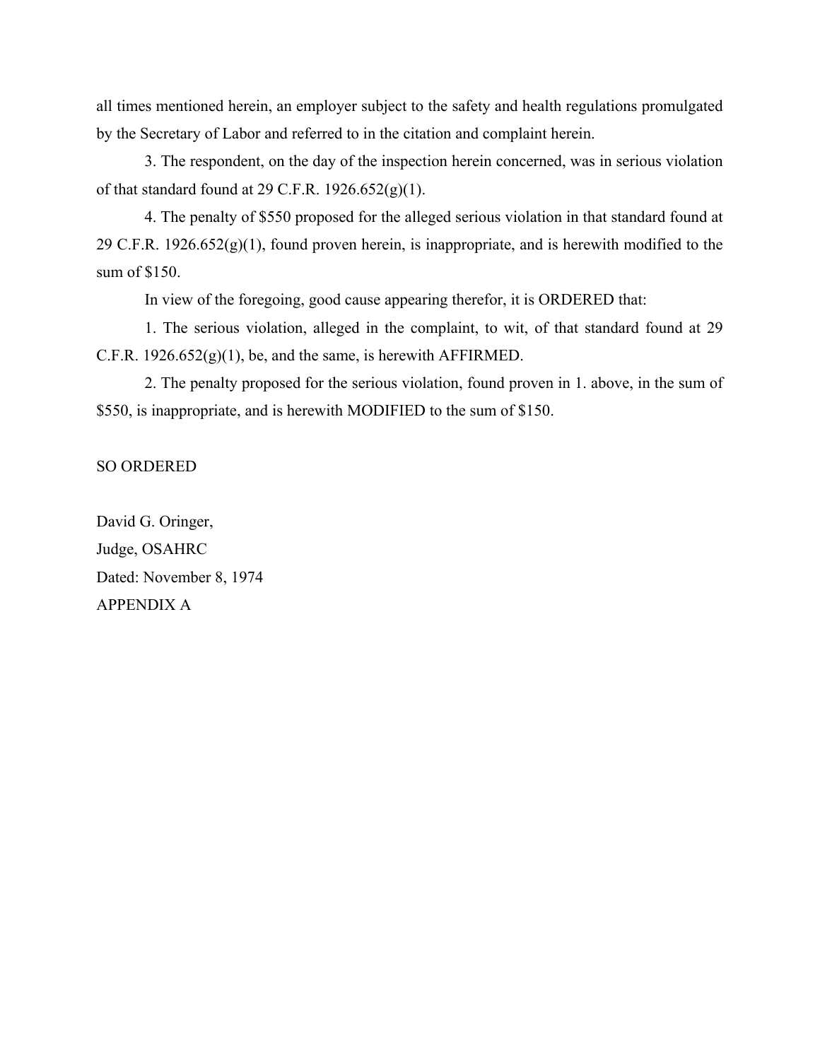all times mentioned herein, an employer subject to the safety and health regulations promulgated by the Secretary of Labor and referred to in the citation and complaint herein.

3. The respondent, on the day of the inspection herein concerned, was in serious violation of that standard found at 29 C.F.R. 1926.652(g)(1).

4. The penalty of $550 proposed for the alleged serious violation in that standard found at 29 C.F.R. 1926.652(g)(1), found proven herein, is inappropriate, and is herewith modified to the sum of $150.

In view of the foregoing, good cause appearing therefor, it is ORDERED that:

1. The serious violation, alleged in the complaint, to wit, of that standard found at 29 C.F.R. 1926.652(g)(1), be, and the same, is herewith AFFIRMED.

2. The penalty proposed for the serious violation, found proven in 1. above, in the sum of $550, is inappropriate, and is herewith MODIFIED to the sum of $150.

SO ORDERED

David G. Oringer,
Judge, OSAHRC
Dated: November 8, 1974
APPENDIX A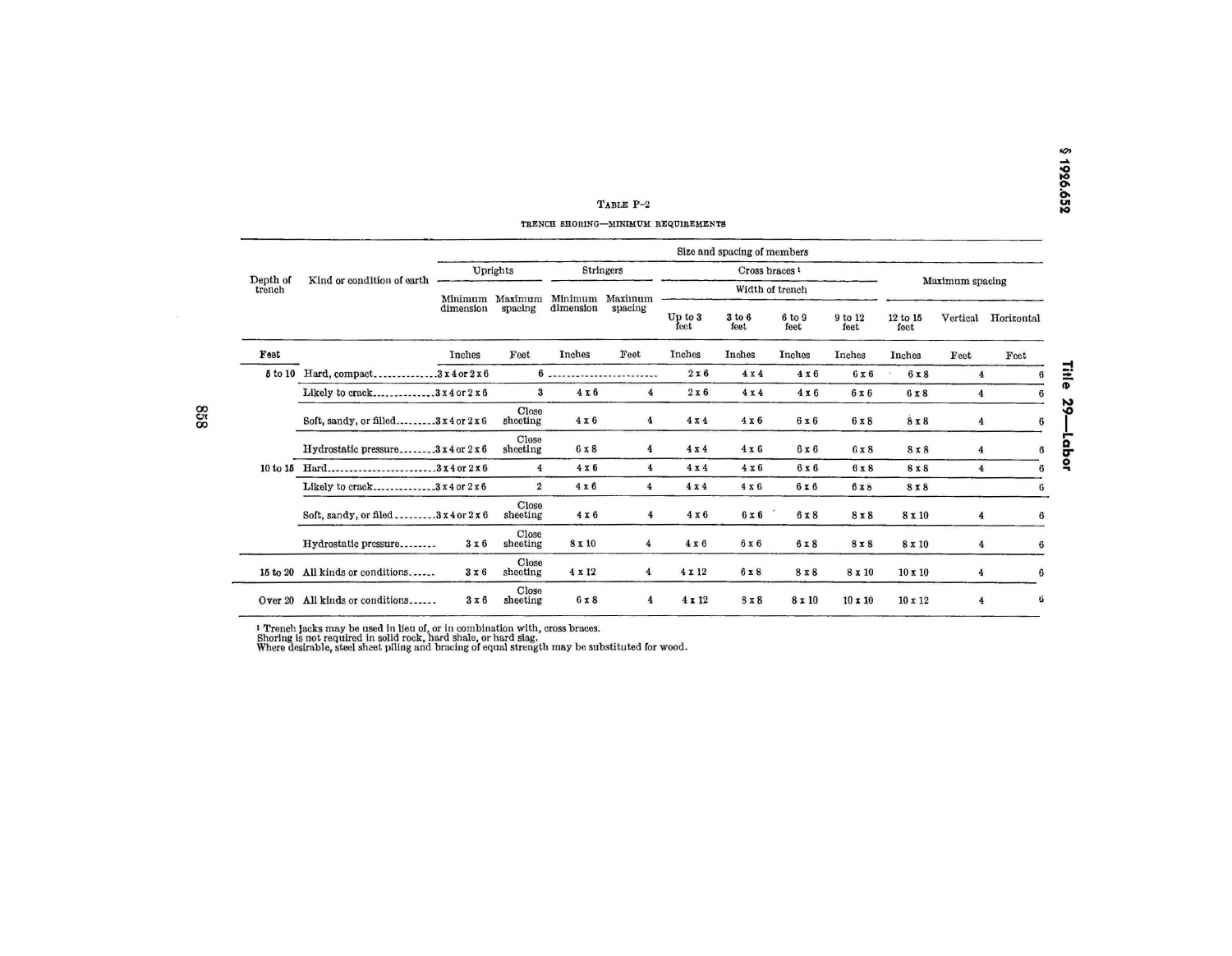TABLE P-2

TRENCH SHORING—MINIMUM REQUIREMENTS

| Depth of trench | Kind or condition of earth | Size and spacing of members | | | | | | | | | | |
|---|---|---|---|---|---|---|---|---|---|---|---|---|
| | | Uprights | | Stringers | | Cross braces[1] | | | | | Maximum spacing | |
| | | | | | | Width of trench | | | | | | |
| | | Minimum dimension | Maximum spacing | Minimum dimension | Maximum spacing | Up to 3 feet | 3 to 6 feet | 6 to 9 feet | 9 to 12 feet | 12 to 15 feet | Vertical | Horizontal |
| Feet | | Inches | Feet | Inches | Feet | Inches | Inches | Inches | Inches | Inches | Feet | Feet |
| 5 to 10 | Hard, compact | 3 x 4 or 2 x 6 | 6 | | | 2 x 6 | 4 x 4 | 4 x 6 | 6 x 6 | 6 x 8 | 4 | 6 |
| | Likely to crack | 3 x 4 or 2 x 6 | 3 | 4 x 6 | 4 | 2 x 6 | 4 x 4 | 4 x 6 | 6 x 6 | 6 x 8 | 4 | 6 |
| | Soft, sandy, or filled | 3 x 4 or 2 x 6 | Close sheeting | 4 x 6 | 4 | 4 x 4 | 4 x 6 | 6 x 6 | 6 x 8 | 8 x 8 | 4 | 6 |
| | Hydrostatic pressure | 3 x 4 or 2 x 6 | Close sheeting | 6 x 8 | 4 | 4 x 4 | 4 x 6 | 6 x 6 | 6 x 8 | 8 x 8 | 4 | 6 |
| 10 to 15 | Hard | 3 x 4 or 2 x 6 | 4 | 4 x 6 | 4 | 4 x 4 | 4 x 6 | 6 x 6 | 6 x 8 | 8 x 8 | 4 | 6 |
| | Likely to crack | 3 x 4 or 2 x 6 | 2 | 4 x 6 | 4 | 4 x 4 | 4 x 6 | 6 x 6 | 6 x 8 | 8 x 8 | | 6 |
| | Soft, sandy, or filed | 3 x 4 or 2 x 6 | Close sheeting | 4 x 6 | 4 | 4 x 6 | 6 x 6 | 6 x 8 | 8 x 8 | 8 x 10 | 4 | 6 |
| | Hydrostatic pressure | 3 x 6 | Close sheeting | 8 x 10 | 4 | 4 x 6 | 6 x 6 | 6 x 8 | 8 x 8 | 8 x 10 | 4 | 6 |
| 15 to 20 | All kinds or conditions | 3 x 6 | Close sheeting | 4 x 12 | 4 | 4 x 12 | 6 x 8 | 8 x 8 | 8 x 10 | 10 x 10 | 4 | 6 |
| Over 20 | All kinds or conditions | 3 x 6 | Close sheeting | 6 x 8 | 4 | 4 x 12 | 8 x 8 | 8 x 10 | 10 x 10 | 10 x 12 | 4 | 6 |

[1] Trench jacks may be used in lieu of, or in combination with, cross braces.
Shoring is not required in solid rock, hard shale, or hard slag.
Where desirable, steel sheet piling and bracing of equal strength may be substituted for wood.